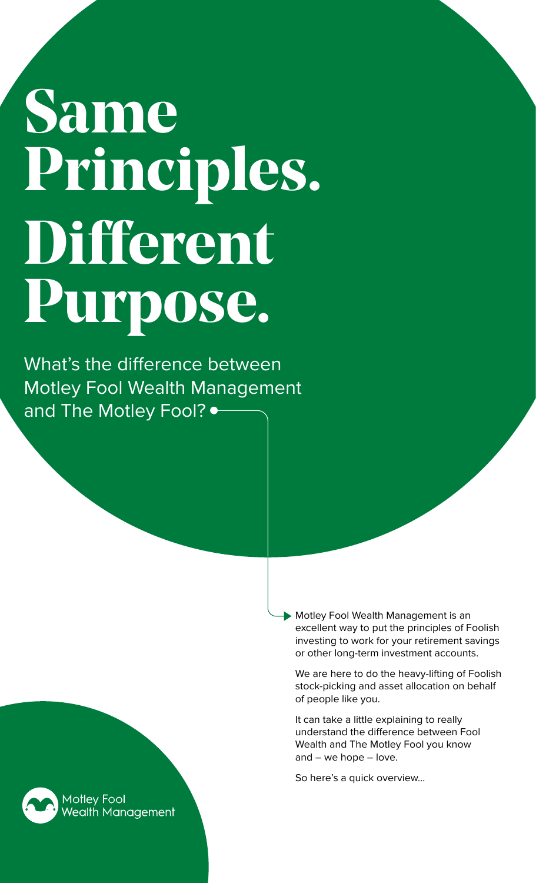# Same Principles. Different Purpose.

What's the difference between Motley Fool Wealth Management and The Motley Fool?

Motley Fool Wealth Management is an excellent way to put the principles of Foolish investing to work for your retirement savings or other long-term investment accounts.

We are here to do the heavy-lifting of Foolish stock-picking and asset allocation on behalf of people like you.

It can take a little explaining to really understand the difference between Fool Wealth and The Motley Fool you know and – we hope – love.

So here's a quick overview...

Motley Fool Wealth Management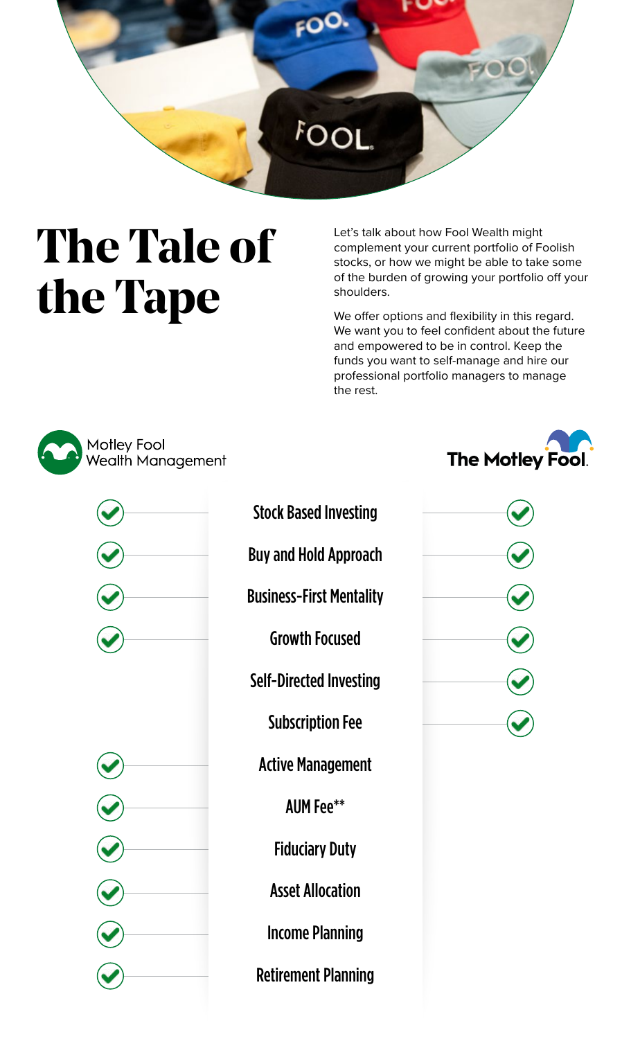# The Tale of the Tape

Let's talk about how Fool Wealth might complement your current portfolio of Foolish stocks, or how we might be able to take some of the burden of growing your portfolio off your shoulders.

We offer options and flexibility in this regard. We want you to feel confident about the future and empowered to be in control. Keep the funds you want to self-manage and hire our professional portfolio managers to manage the rest.

| Motley Fool Wealth Management | | The Motley Fool |
|---|---|---|
| ✓ | Stock Based Investing | ✓ |
| ✓ | Buy and Hold Approach | ✓ |
| ✓ | Business-First Mentality | ✓ |
| ✓ | Growth Focused | ✓ |
| | Self-Directed Investing | ✓ |
| | Subscription Fee | ✓ |
| ✓ | Active Management | |
| ✓ | AUM Fee** | |
| ✓ | Fiduciary Duty | |
| ✓ | Asset Allocation | |
| ✓ | Income Planning | |
| ✓ | Retirement Planning | |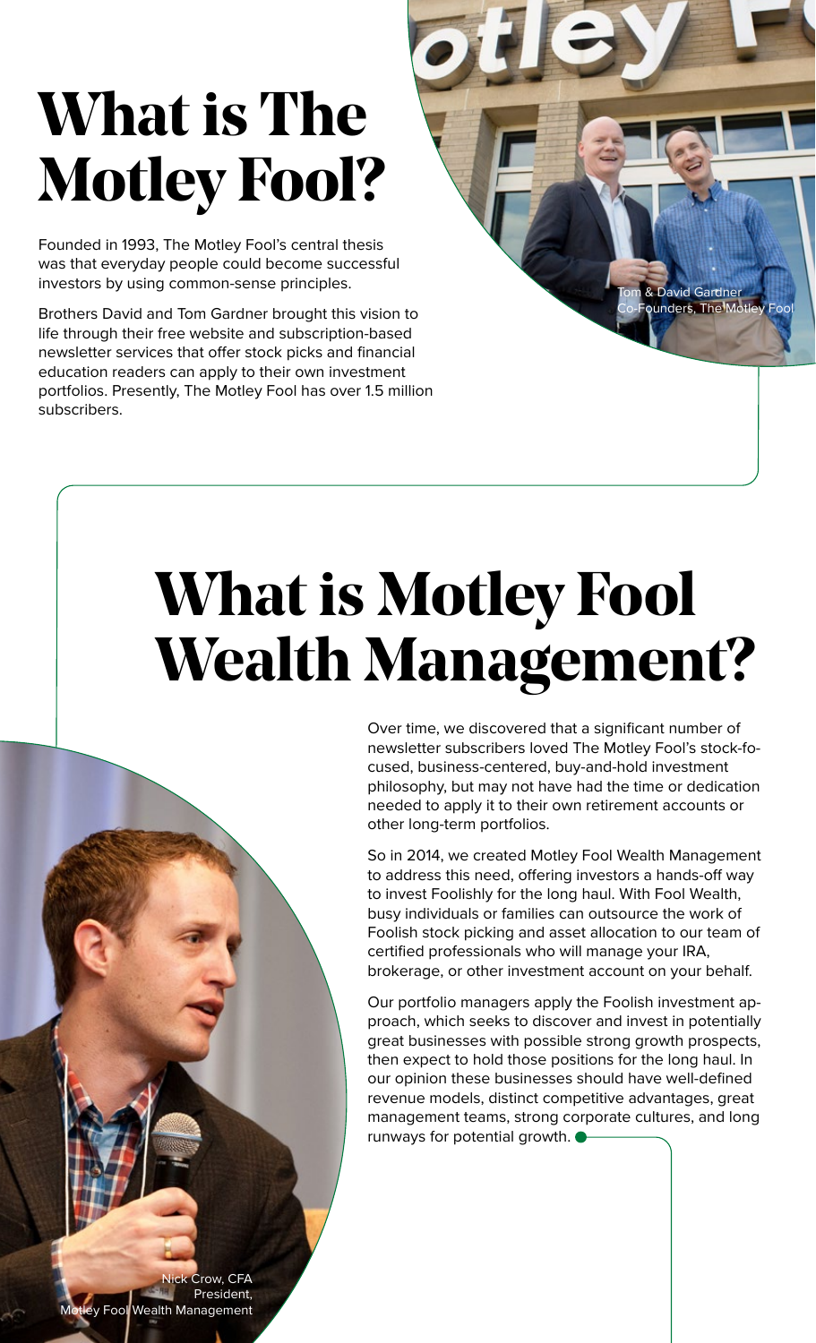# What is The Motley Fool?

Founded in 1993, The Motley Fool's central thesis was that everyday people could become successful investors by using common-sense principles.

Brothers David and Tom Gardner brought this vision to life through their free website and subscription-based newsletter services that offer stock picks and financial education readers can apply to their own investment portfolios. Presently, The Motley Fool has over 1.5 million subscribers.

Tom & David Gardner
Co-Founders, The Motley Fool

# What is Motley Fool Wealth Management?

Over time, we discovered that a significant number of newsletter subscribers loved The Motley Fool's stock-focused, business-centered, buy-and-hold investment philosophy, but may not have had the time or dedication needed to apply it to their own retirement accounts or other long-term portfolios.

So in 2014, we created Motley Fool Wealth Management to address this need, offering investors a hands-off way to invest Foolishly for the long haul. With Fool Wealth, busy individuals or families can outsource the work of Foolish stock picking and asset allocation to our team of certified professionals who will manage your IRA, brokerage, or other investment account on your behalf.

Our portfolio managers apply the Foolish investment approach, which seeks to discover and invest in potentially great businesses with possible strong growth prospects, then expect to hold those positions for the long haul. In our opinion these businesses should have well-defined revenue models, distinct competitive advantages, great management teams, strong corporate cultures, and long runways for potential growth.

Nick Crow, CFA
President,
Motley Fool Wealth Management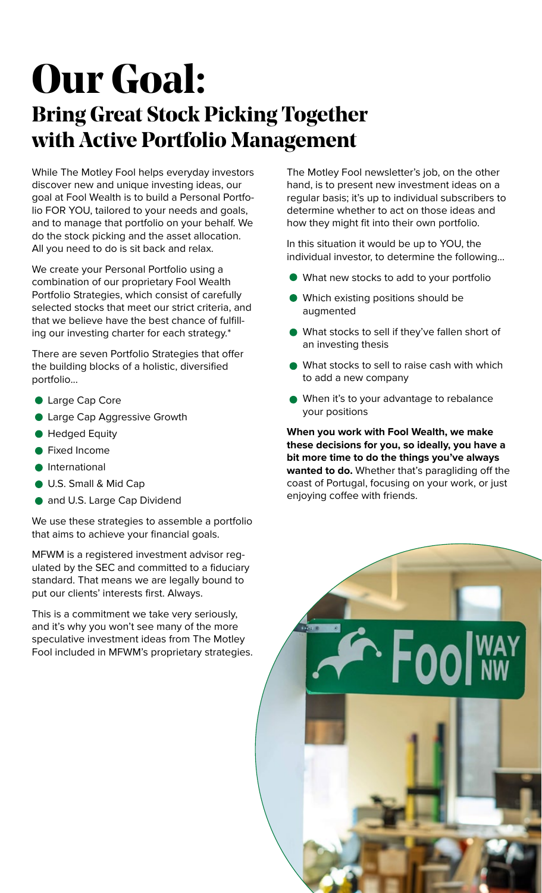# Our Goal:

## Bring Great Stock Picking Together with Active Portfolio Management

While The Motley Fool helps everyday investors discover new and unique investing ideas, our goal at Fool Wealth is to build a Personal Portfolio FOR YOU, tailored to your needs and goals, and to manage that portfolio on your behalf. We do the stock picking and the asset allocation. All you need to do is sit back and relax.

We create your Personal Portfolio using a combination of our proprietary Fool Wealth Portfolio Strategies, which consist of carefully selected stocks that meet our strict criteria, and that we believe have the best chance of fulfilling our investing charter for each strategy.*

There are seven Portfolio Strategies that offer the building blocks of a holistic, diversified portfolio...

- Large Cap Core
- Large Cap Aggressive Growth
- Hedged Equity
- Fixed Income
- International
- U.S. Small & Mid Cap
- and U.S. Large Cap Dividend

We use these strategies to assemble a portfolio that aims to achieve your financial goals.

MFWM is a registered investment advisor regulated by the SEC and committed to a fiduciary standard. That means we are legally bound to put our clients' interests first. Always.

This is a commitment we take very seriously, and it's why you won't see many of the more speculative investment ideas from The Motley Fool included in MFWM's proprietary strategies.

The Motley Fool newsletter's job, on the other hand, is to present new investment ideas on a regular basis; it's up to individual subscribers to determine whether to act on those ideas and how they might fit into their own portfolio.

In this situation it would be up to YOU, the individual investor, to determine the following...

- What new stocks to add to your portfolio
- Which existing positions should be augmented
- What stocks to sell if they've fallen short of an investing thesis
- What stocks to sell to raise cash with which to add a new company
- When it's to your advantage to rebalance your positions

**When you work with Fool Wealth, we make these decisions for you, so ideally, you have a bit more time to do the things you've always wanted to do.** Whether that's paragliding off the coast of Portugal, focusing on your work, or just enjoying coffee with friends.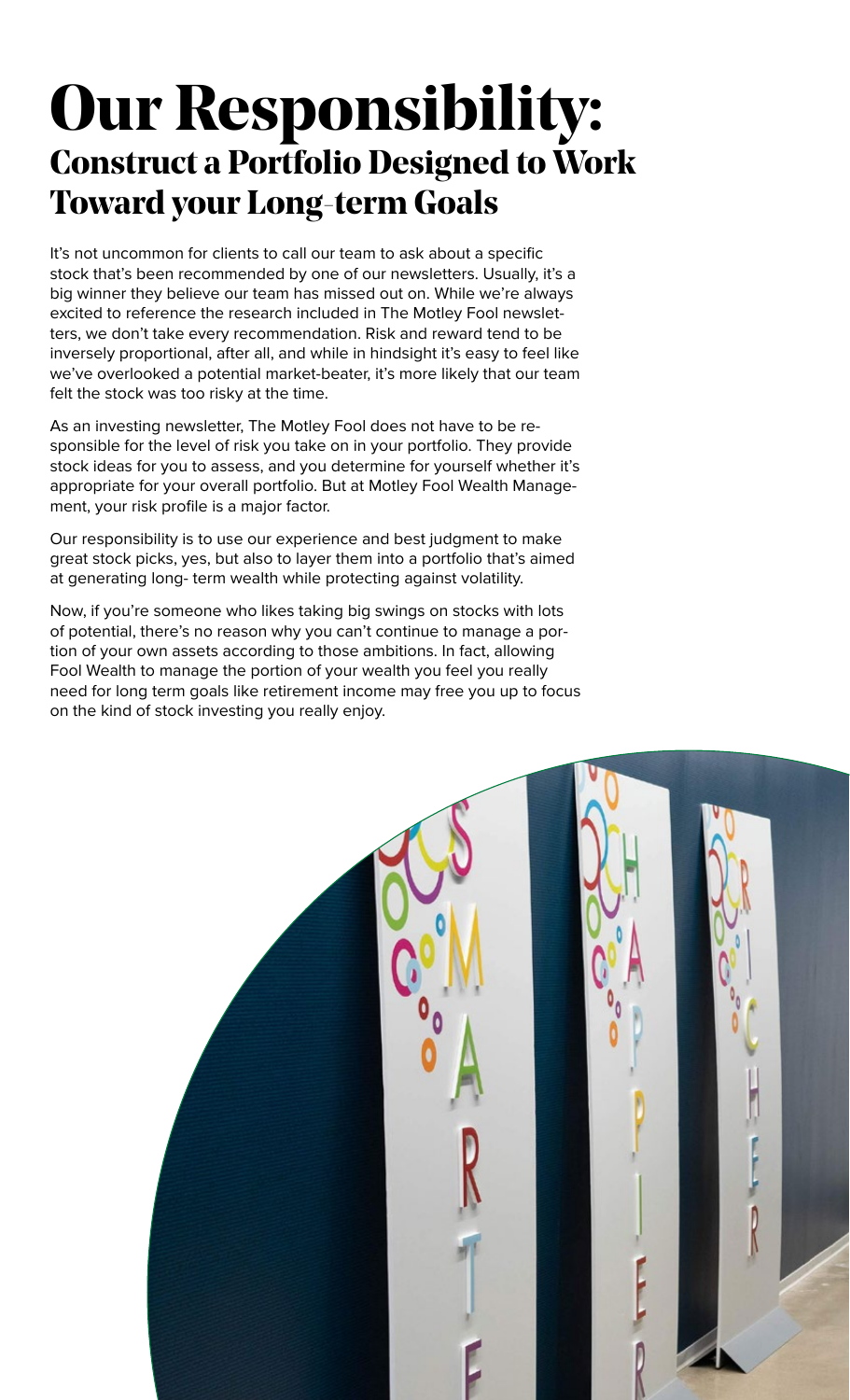# Our Responsibility:

## Construct a Portfolio Designed to Work Toward your Long-term Goals

It's not uncommon for clients to call our team to ask about a specific stock that's been recommended by one of our newsletters. Usually, it's a big winner they believe our team has missed out on. While we're always excited to reference the research included in The Motley Fool newsletters, we don't take every recommendation. Risk and reward tend to be inversely proportional, after all, and while in hindsight it's easy to feel like we've overlooked a potential market-beater, it's more likely that our team felt the stock was too risky at the time.

As an investing newsletter, The Motley Fool does not have to be responsible for the level of risk you take on in your portfolio. They provide stock ideas for you to assess, and you determine for yourself whether it's appropriate for your overall portfolio. But at Motley Fool Wealth Management, your risk profile is a major factor.

Our responsibility is to use our experience and best judgment to make great stock picks, yes, but also to layer them into a portfolio that's aimed at generating long- term wealth while protecting against volatility.

Now, if you're someone who likes taking big swings on stocks with lots of potential, there's no reason why you can't continue to manage a portion of your own assets according to those ambitions. In fact, allowing Fool Wealth to manage the portion of your wealth you feel you really need for long term goals like retirement income may free you up to focus on the kind of stock investing you really enjoy.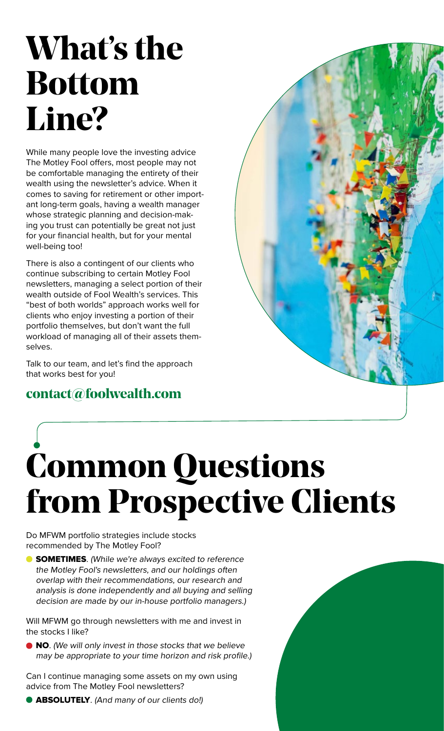# What's the Bottom Line?

While many people love the investing advice The Motley Fool offers, most people may not be comfortable managing the entirety of their wealth using the newsletter's advice. When it comes to saving for retirement or other important long-term goals, having a wealth manager whose strategic planning and decision-making you trust can potentially be great not just for your financial health, but for your mental well-being too!

There is also a contingent of our clients who continue subscribing to certain Motley Fool newsletters, managing a select portion of their wealth outside of Fool Wealth's services. This "best of both worlds" approach works well for clients who enjoy investing a portion of their portfolio themselves, but don't want the full workload of managing all of their assets themselves.

Talk to our team, and let's find the approach that works best for you!

**contact@foolwealth.com**

# Common Questions from Prospective Clients

Do MFWM portfolio strategies include stocks recommended by The Motley Fool?

- **SOMETIMES**. *(While we're always excited to reference the Motley Fool's newsletters, and our holdings often overlap with their recommendations, our research and analysis is done independently and all buying and selling decision are made by our in-house portfolio managers.)*

Will MFWM go through newsletters with me and invest in the stocks I like?

- **NO**. *(We will only invest in those stocks that we believe may be appropriate to your time horizon and risk profile.)*

Can I continue managing some assets on my own using advice from The Motley Fool newsletters?

- **ABSOLUTELY**. *(And many of our clients do!)*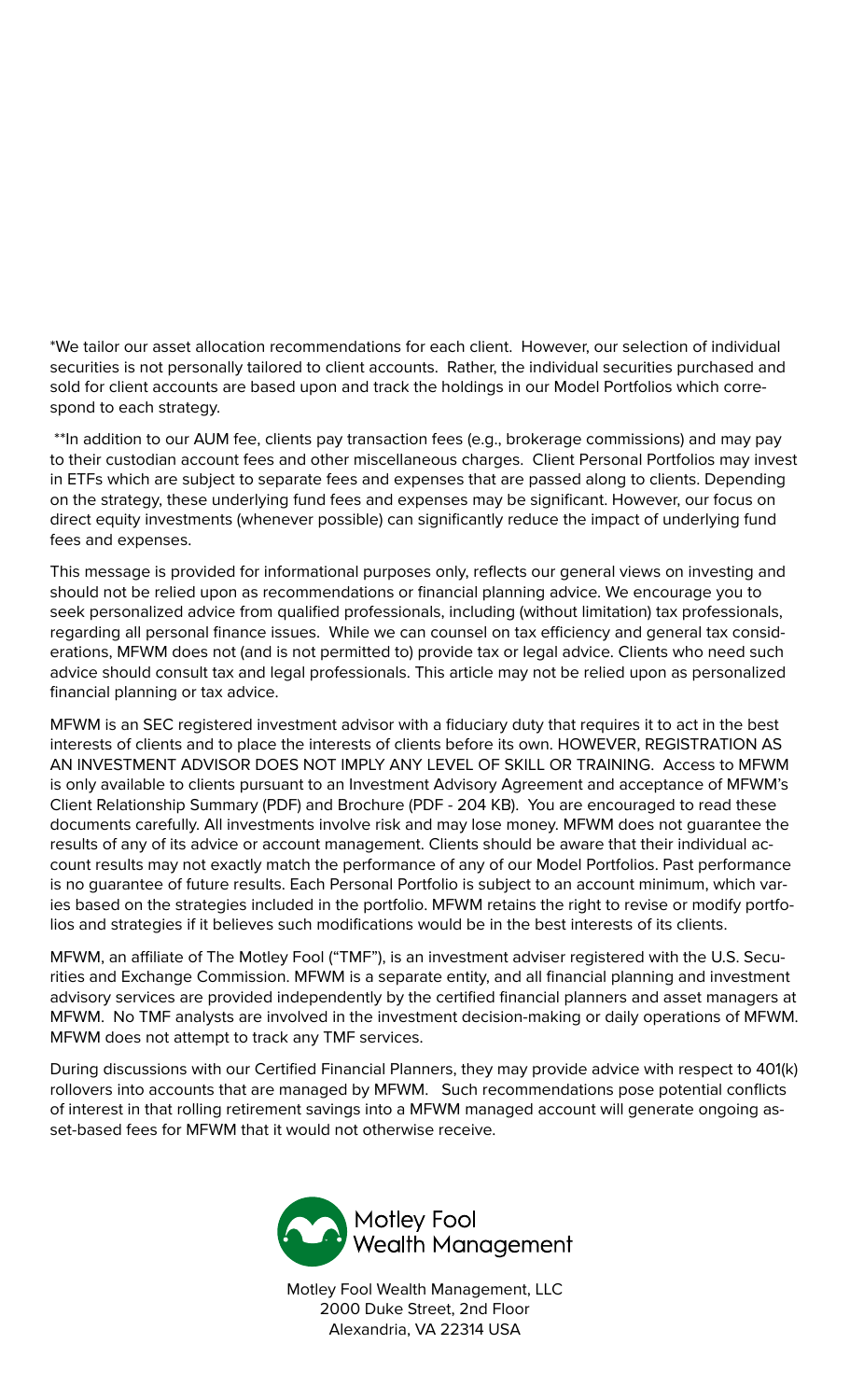*We tailor our asset allocation recommendations for each client. However, our selection of individual securities is not personally tailored to client accounts. Rather, the individual securities purchased and sold for client accounts are based upon and track the holdings in our Model Portfolios which correspond to each strategy.

**In addition to our AUM fee, clients pay transaction fees (e.g., brokerage commissions) and may pay to their custodian account fees and other miscellaneous charges. Client Personal Portfolios may invest in ETFs which are subject to separate fees and expenses that are passed along to clients. Depending on the strategy, these underlying fund fees and expenses may be significant. However, our focus on direct equity investments (whenever possible) can significantly reduce the impact of underlying fund fees and expenses.

This message is provided for informational purposes only, reflects our general views on investing and should not be relied upon as recommendations or financial planning advice. We encourage you to seek personalized advice from qualified professionals, including (without limitation) tax professionals, regarding all personal finance issues. While we can counsel on tax efficiency and general tax considerations, MFWM does not (and is not permitted to) provide tax or legal advice. Clients who need such advice should consult tax and legal professionals. This article may not be relied upon as personalized financial planning or tax advice.

MFWM is an SEC registered investment advisor with a fiduciary duty that requires it to act in the best interests of clients and to place the interests of clients before its own. HOWEVER, REGISTRATION AS AN INVESTMENT ADVISOR DOES NOT IMPLY ANY LEVEL OF SKILL OR TRAINING. Access to MFWM is only available to clients pursuant to an Investment Advisory Agreement and acceptance of MFWM's Client Relationship Summary (PDF) and Brochure (PDF - 204 KB). You are encouraged to read these documents carefully. All investments involve risk and may lose money. MFWM does not guarantee the results of any of its advice or account management. Clients should be aware that their individual account results may not exactly match the performance of any of our Model Portfolios. Past performance is no guarantee of future results. Each Personal Portfolio is subject to an account minimum, which varies based on the strategies included in the portfolio. MFWM retains the right to revise or modify portfolios and strategies if it believes such modifications would be in the best interests of its clients.

MFWM, an affiliate of The Motley Fool ("TMF"), is an investment adviser registered with the U.S. Securities and Exchange Commission. MFWM is a separate entity, and all financial planning and investment advisory services are provided independently by the certified financial planners and asset managers at MFWM. No TMF analysts are involved in the investment decision-making or daily operations of MFWM. MFWM does not attempt to track any TMF services.

During discussions with our Certified Financial Planners, they may provide advice with respect to 401(k) rollovers into accounts that are managed by MFWM. Such recommendations pose potential conflicts of interest in that rolling retirement savings into a MFWM managed account will generate ongoing asset-based fees for MFWM that it would not otherwise receive.

Motley Fool Wealth Management

Motley Fool Wealth Management, LLC
2000 Duke Street, 2nd Floor
Alexandria, VA 22314 USA